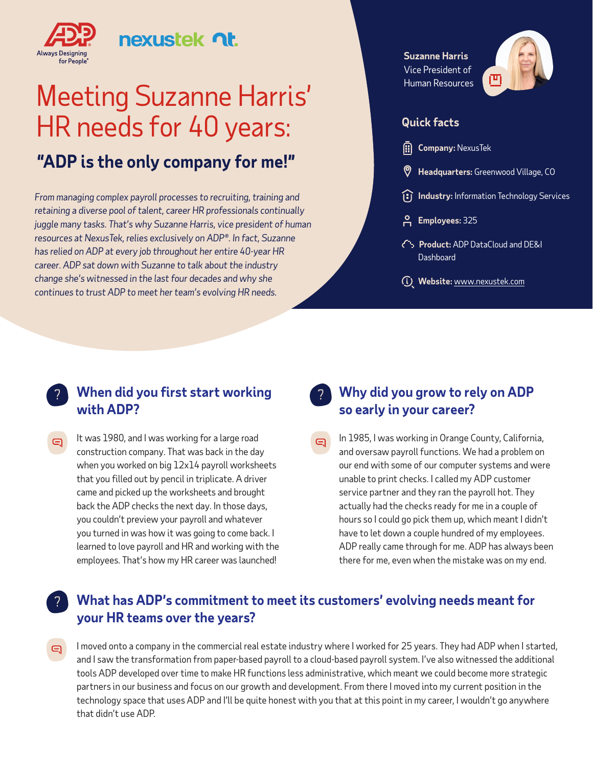ADP Always Designing for People® | nexustek

# Meeting Suzanne Harris' HR needs for 40 years:

## "ADP is the only company for me!"

*From managing complex payroll processes to recruiting, training and retaining a diverse pool of talent, career HR professionals continually juggle many tasks. That's why Suzanne Harris, vice president of human resources at NexusTek, relies exclusively on ADP®. In fact, Suzanne has relied on ADP at every job throughout her entire 40-year HR career. ADP sat down with Suzanne to talk about the industry change she's witnessed in the last four decades and why she continues to trust ADP to meet her team's evolving HR needs.*

**Suzanne Harris**
Vice President of Human Resources

### Quick facts

- **Company:** NexusTek
- **Headquarters:** Greenwood Village, CO
- **Industry:** Information Technology Services
- **Employees:** 325
- **Product:** ADP DataCloud and DE&I Dashboard
- **Website:** www.nexustek.com

### When did you first start working with ADP?

It was 1980, and I was working for a large road construction company. That was back in the day when you worked on big 12x14 payroll worksheets that you filled out by pencil in triplicate. A driver came and picked up the worksheets and brought back the ADP checks the next day. In those days, you couldn't preview your payroll and whatever you turned in was how it was going to come back. I learned to love payroll and HR and working with the employees. That's how my HR career was launched!

### Why did you grow to rely on ADP so early in your career?

In 1985, I was working in Orange County, California, and oversaw payroll functions. We had a problem on our end with some of our computer systems and were unable to print checks. I called my ADP customer service partner and they ran the payroll hot. They actually had the checks ready for me in a couple of hours so I could go pick them up, which meant I didn't have to let down a couple hundred of my employees. ADP really came through for me. ADP has always been there for me, even when the mistake was on my end.

### What has ADP's commitment to meet its customers' evolving needs meant for your HR teams over the years?

I moved onto a company in the commercial real estate industry where I worked for 25 years. They had ADP when I started, and I saw the transformation from paper-based payroll to a cloud-based payroll system. I've also witnessed the additional tools ADP developed over time to make HR functions less administrative, which meant we could become more strategic partners in our business and focus on our growth and development. From there I moved into my current position in the technology space that uses ADP and I'll be quite honest with you that at this point in my career, I wouldn't go anywhere that didn't use ADP.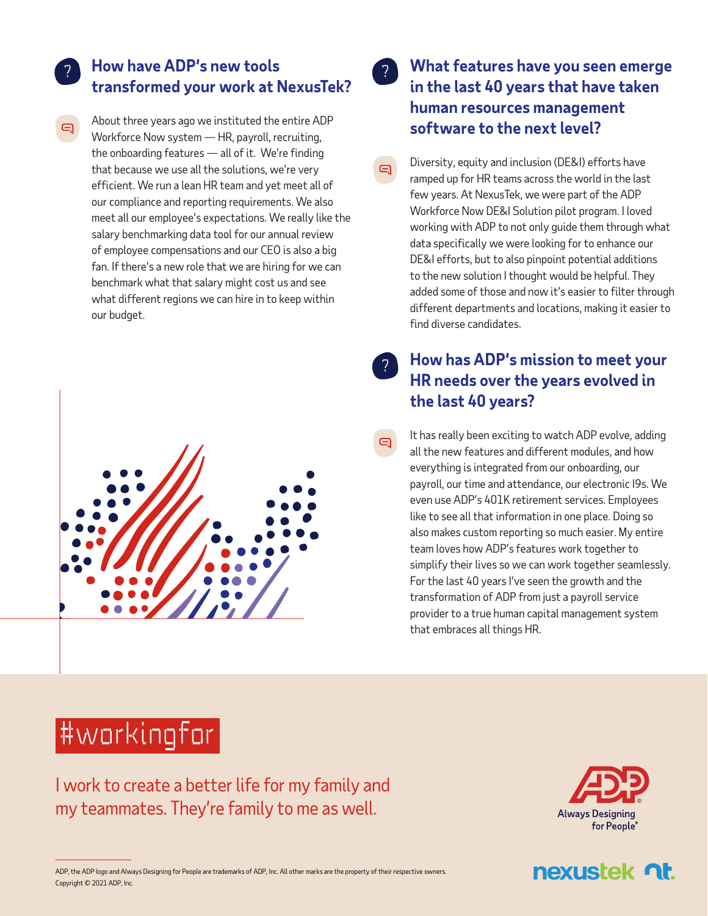## How have ADP's new tools transformed your work at NexusTek?

About three years ago we instituted the entire ADP Workforce Now system — HR, payroll, recruiting, the onboarding features — all of it. We're finding that because we use all the solutions, we're very efficient. We run a lean HR team and yet meet all of our compliance and reporting requirements. We also meet all our employee's expectations. We really like the salary benchmarking data tool for our annual review of employee compensations and our CEO is also a big fan. If there's a new role that we are hiring for we can benchmark what that salary might cost us and see what different regions we can hire in to keep within our budget.

## What features have you seen emerge in the last 40 years that have taken human resources management software to the next level?

Diversity, equity and inclusion (DE&I) efforts have ramped up for HR teams across the world in the last few years. At NexusTek, we were part of the ADP Workforce Now DE&I Solution pilot program. I loved working with ADP to not only guide them through what data specifically we were looking for to enhance our DE&I efforts, but to also pinpoint potential additions to the new solution I thought would be helpful. They added some of those and now it's easier to filter through different departments and locations, making it easier to find diverse candidates.

## How has ADP's mission to meet your HR needs over the years evolved in the last 40 years?

It has really been exciting to watch ADP evolve, adding all the new features and different modules, and how everything is integrated from our onboarding, our payroll, our time and attendance, our electronic I9s. We even use ADP's 401K retirement services. Employees like to see all that information in one place. Doing so also makes custom reporting so much easier. My entire team loves how ADP's features work together to simplify their lives so we can work together seamlessly. For the last 40 years I've seen the growth and the transformation of ADP from just a payroll service provider to a true human capital management system that embraces all things HR.

#workingfor

I work to create a better life for my family and my teammates. They're family to me as well.

ADP Always Designing for People®

nexustek

ADP, the ADP logo and Always Designing for People are trademarks of ADP, Inc. All other marks are the property of their respective owners.
Copyright © 2021 ADP, Inc.